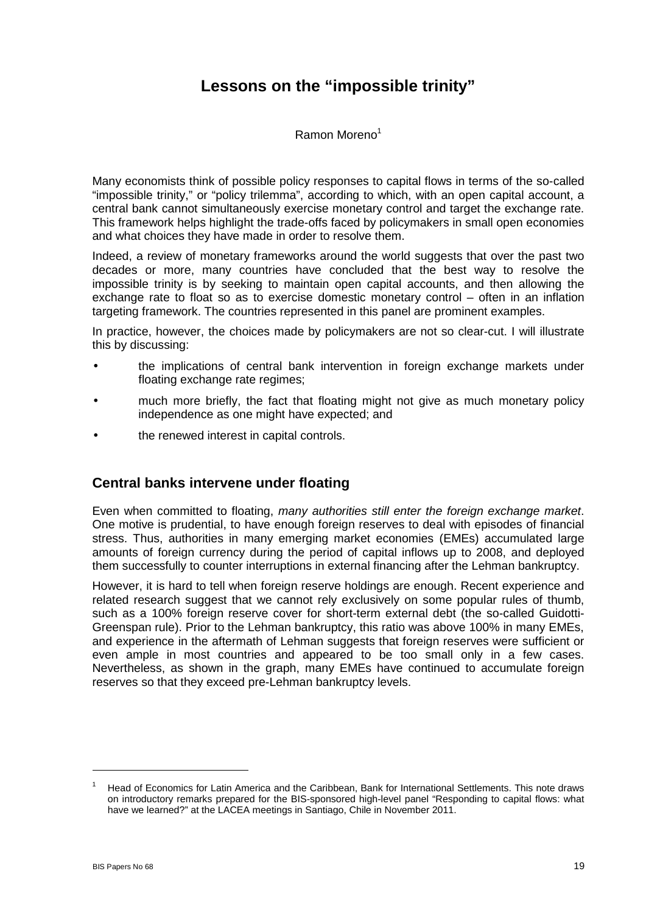# Lessons on the "impossible trinity"

Ramon Moreno[1]

Many economists think of possible policy responses to capital flows in terms of the so-called "impossible trinity," or "policy trilemma", according to which, with an open capital account, a central bank cannot simultaneously exercise monetary control and target the exchange rate. This framework helps highlight the trade-offs faced by policymakers in small open economies and what choices they have made in order to resolve them.

Indeed, a review of monetary frameworks around the world suggests that over the past two decades or more, many countries have concluded that the best way to resolve the impossible trinity is by seeking to maintain open capital accounts, and then allowing the exchange rate to float so as to exercise domestic monetary control – often in an inflation targeting framework. The countries represented in this panel are prominent examples.

In practice, however, the choices made by policymakers are not so clear-cut. I will illustrate this by discussing:

- the implications of central bank intervention in foreign exchange markets under floating exchange rate regimes;
- much more briefly, the fact that floating might not give as much monetary policy independence as one might have expected; and
- the renewed interest in capital controls.

## Central banks intervene under floating

Even when committed to floating, *many authorities still enter the foreign exchange market*. One motive is prudential, to have enough foreign reserves to deal with episodes of financial stress. Thus, authorities in many emerging market economies (EMEs) accumulated large amounts of foreign currency during the period of capital inflows up to 2008, and deployed them successfully to counter interruptions in external financing after the Lehman bankruptcy.

However, it is hard to tell when foreign reserve holdings are enough. Recent experience and related research suggest that we cannot rely exclusively on some popular rules of thumb, such as a 100% foreign reserve cover for short-term external debt (the so-called Guidotti-Greenspan rule). Prior to the Lehman bankruptcy, this ratio was above 100% in many EMEs, and experience in the aftermath of Lehman suggests that foreign reserves were sufficient or even ample in most countries and appeared to be too small only in a few cases. Nevertheless, as shown in the graph, many EMEs have continued to accumulate foreign reserves so that they exceed pre-Lehman bankruptcy levels.

[1] Head of Economics for Latin America and the Caribbean, Bank for International Settlements. This note draws on introductory remarks prepared for the BIS-sponsored high-level panel "Responding to capital flows: what have we learned?" at the LACEA meetings in Santiago, Chile in November 2011.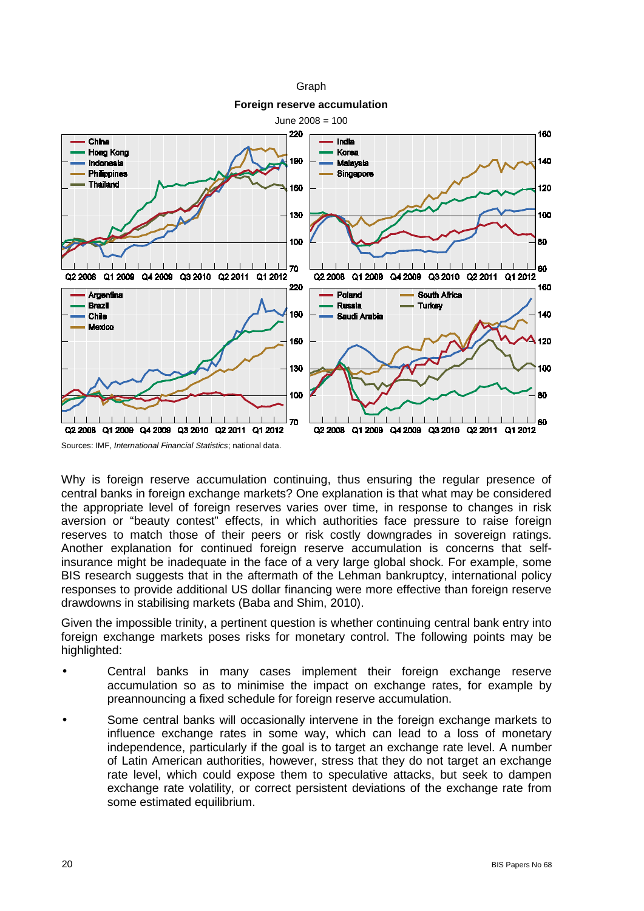Graph

**Foreign reserve accumulation**

June 2008 = 100

Sources: IMF, *International Financial Statistics*; national data.

Why is foreign reserve accumulation continuing, thus ensuring the regular presence of central banks in foreign exchange markets? One explanation is that what may be considered the appropriate level of foreign reserves varies over time, in response to changes in risk aversion or "beauty contest" effects, in which authorities face pressure to raise foreign reserves to match those of their peers or risk costly downgrades in sovereign ratings. Another explanation for continued foreign reserve accumulation is concerns that self-insurance might be inadequate in the face of a very large global shock. For example, some BIS research suggests that in the aftermath of the Lehman bankruptcy, international policy responses to provide additional US dollar financing were more effective than foreign reserve drawdowns in stabilising markets (Baba and Shim, 2010).

Given the impossible trinity, a pertinent question is whether continuing central bank entry into foreign exchange markets poses risks for monetary control. The following points may be highlighted:

- Central banks in many cases implement their foreign exchange reserve accumulation so as to minimise the impact on exchange rates, for example by preannouncing a fixed schedule for foreign reserve accumulation.
- Some central banks will occasionally intervene in the foreign exchange markets to influence exchange rates in some way, which can lead to a loss of monetary independence, particularly if the goal is to target an exchange rate level. A number of Latin American authorities, however, stress that they do not target an exchange rate level, which could expose them to speculative attacks, but seek to dampen exchange rate volatility, or correct persistent deviations of the exchange rate from some estimated equilibrium.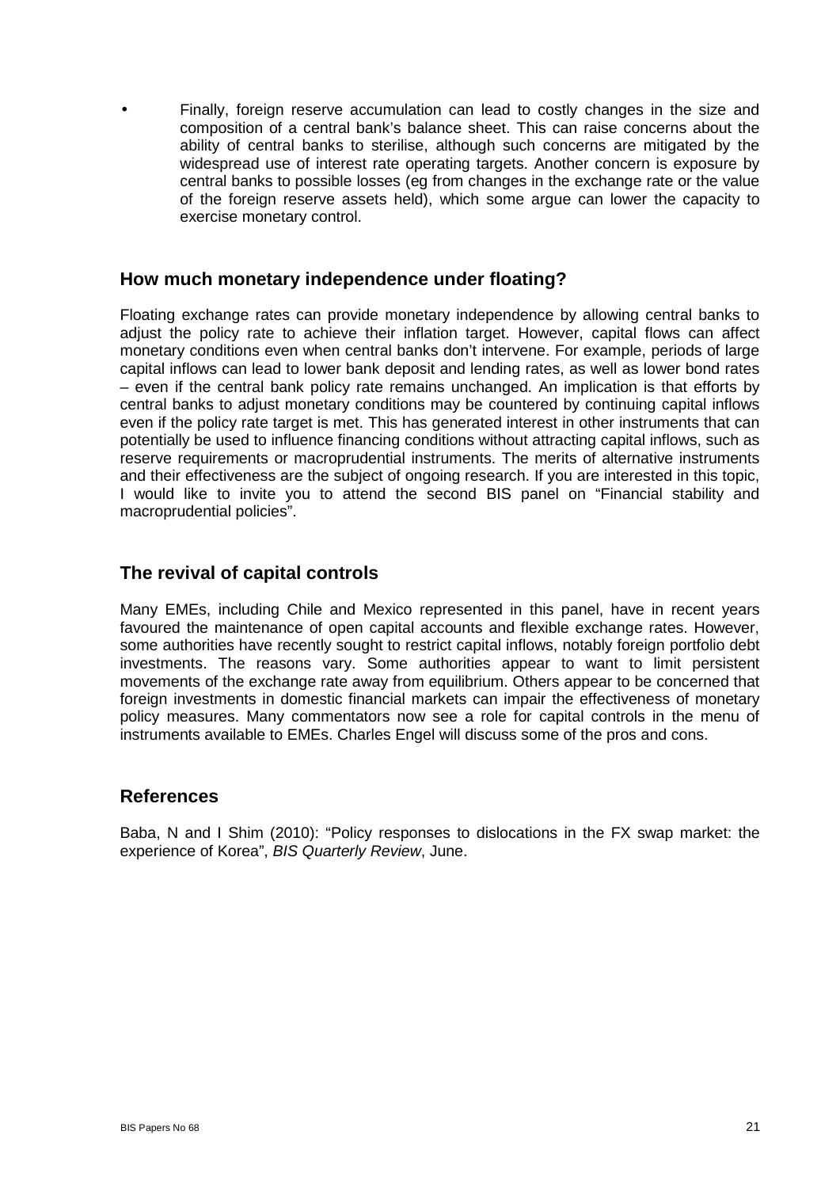- Finally, foreign reserve accumulation can lead to costly changes in the size and composition of a central bank's balance sheet. This can raise concerns about the ability of central banks to sterilise, although such concerns are mitigated by the widespread use of interest rate operating targets. Another concern is exposure by central banks to possible losses (eg from changes in the exchange rate or the value of the foreign reserve assets held), which some argue can lower the capacity to exercise monetary control.

## How much monetary independence under floating?

Floating exchange rates can provide monetary independence by allowing central banks to adjust the policy rate to achieve their inflation target. However, capital flows can affect monetary conditions even when central banks don't intervene. For example, periods of large capital inflows can lead to lower bank deposit and lending rates, as well as lower bond rates – even if the central bank policy rate remains unchanged. An implication is that efforts by central banks to adjust monetary conditions may be countered by continuing capital inflows even if the policy rate target is met. This has generated interest in other instruments that can potentially be used to influence financing conditions without attracting capital inflows, such as reserve requirements or macroprudential instruments. The merits of alternative instruments and their effectiveness are the subject of ongoing research. If you are interested in this topic, I would like to invite you to attend the second BIS panel on "Financial stability and macroprudential policies".

## The revival of capital controls

Many EMEs, including Chile and Mexico represented in this panel, have in recent years favoured the maintenance of open capital accounts and flexible exchange rates. However, some authorities have recently sought to restrict capital inflows, notably foreign portfolio debt investments. The reasons vary. Some authorities appear to want to limit persistent movements of the exchange rate away from equilibrium. Others appear to be concerned that foreign investments in domestic financial markets can impair the effectiveness of monetary policy measures. Many commentators now see a role for capital controls in the menu of instruments available to EMEs. Charles Engel will discuss some of the pros and cons.

## References

Baba, N and I Shim (2010): "Policy responses to dislocations in the FX swap market: the experience of Korea", *BIS Quarterly Review*, June.